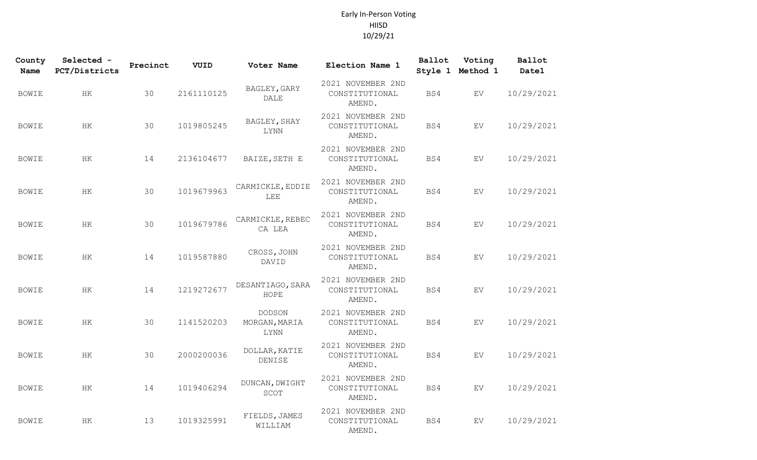# Early In-Person Voting
## HIISD
## 10/29/21

| County Name | Selected - PCT/Districts | Precinct | VUID | Voter Name | Election Name 1 | Ballot Style 1 | Voting Method 1 | Ballot Date1 |
|---|---|---|---|---|---|---|---|---|
| BOWIE | HK | 30 | 2161110125 | BAGLEY,GARY DALE | 2021 NOVEMBER 2ND CONSTITUTIONAL AMEND. | BS4 | EV | 10/29/2021 |
| BOWIE | HK | 30 | 1019805245 | BAGLEY,SHAY LYNN | 2021 NOVEMBER 2ND CONSTITUTIONAL AMEND. | BS4 | EV | 10/29/2021 |
| BOWIE | HK | 14 | 2136104677 | BAIZE,SETH E | 2021 NOVEMBER 2ND CONSTITUTIONAL AMEND. | BS4 | EV | 10/29/2021 |
| BOWIE | HK | 30 | 1019679963 | CARMICKLE,EDDIE LEE | 2021 NOVEMBER 2ND CONSTITUTIONAL AMEND. | BS4 | EV | 10/29/2021 |
| BOWIE | HK | 30 | 1019679786 | CARMICKLE,REBECCA LEA | 2021 NOVEMBER 2ND CONSTITUTIONAL AMEND. | BS4 | EV | 10/29/2021 |
| BOWIE | HK | 14 | 1019587880 | CROSS,JOHN DAVID | 2021 NOVEMBER 2ND CONSTITUTIONAL AMEND. | BS4 | EV | 10/29/2021 |
| BOWIE | HK | 14 | 1219272677 | DESANTIAGO,SARA HOPE | 2021 NOVEMBER 2ND CONSTITUTIONAL AMEND. | BS4 | EV | 10/29/2021 |
| BOWIE | HK | 30 | 1141520203 | DODSON MORGAN,MARIA LYNN | 2021 NOVEMBER 2ND CONSTITUTIONAL AMEND. | BS4 | EV | 10/29/2021 |
| BOWIE | HK | 30 | 2000200036 | DOLLAR,KATIE DENISE | 2021 NOVEMBER 2ND CONSTITUTIONAL AMEND. | BS4 | EV | 10/29/2021 |
| BOWIE | HK | 14 | 1019406294 | DUNCAN,DWIGHT SCOT | 2021 NOVEMBER 2ND CONSTITUTIONAL AMEND. | BS4 | EV | 10/29/2021 |
| BOWIE | HK | 13 | 1019325991 | FIELDS,JAMES WILLIAM | 2021 NOVEMBER 2ND CONSTITUTIONAL AMEND. | BS4 | EV | 10/29/2021 |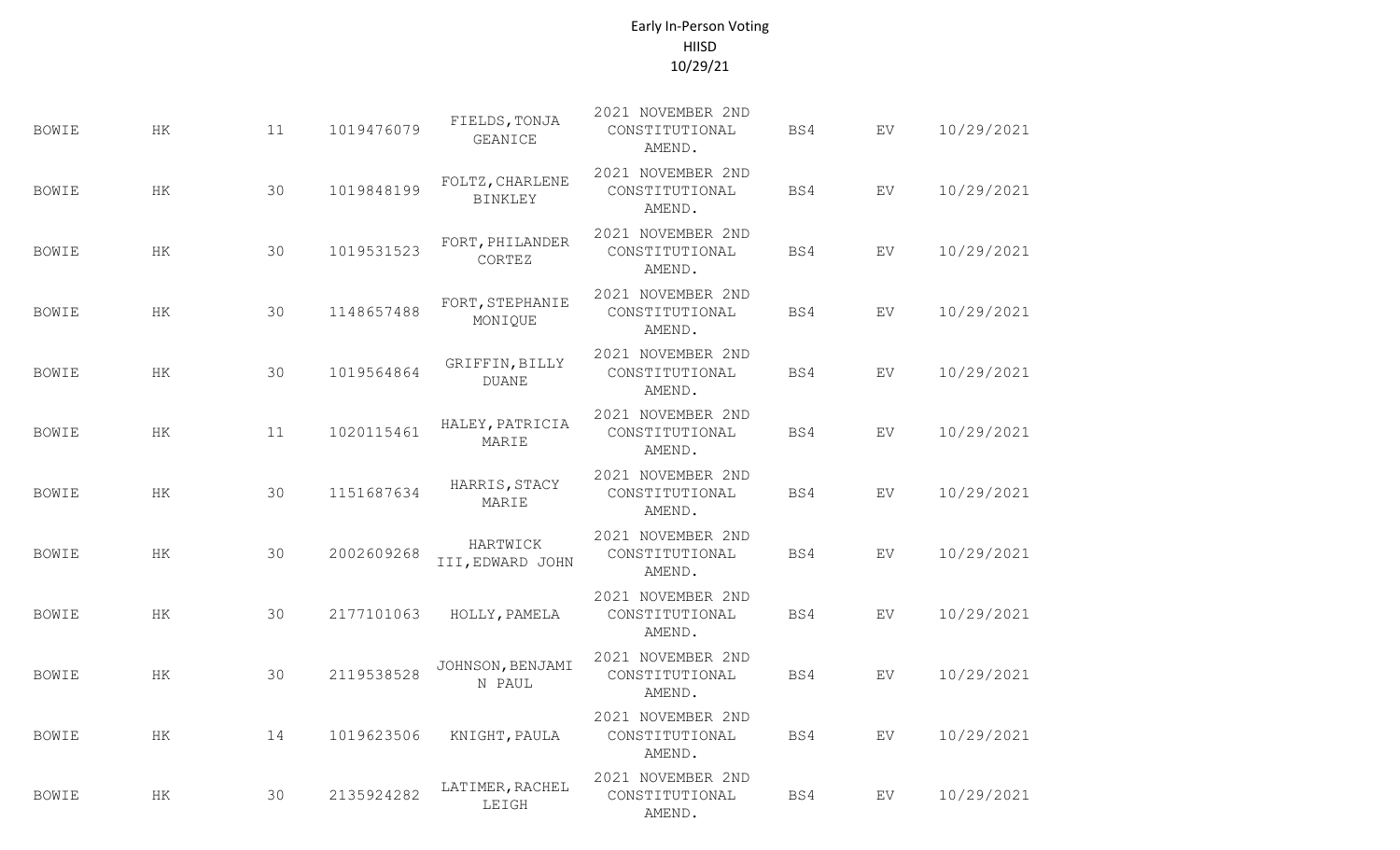Early In-Person Voting
HIISD
10/29/21

| | | | | | | | | |
|---|---|---|---|---|---|---|---|---|
| BOWIE | HK | 11 | 1019476079 | FIELDS,TONJA GEANICE | 2021 NOVEMBER 2ND CONSTITUTIONAL AMEND. | BS4 | EV | 10/29/2021 |
| BOWIE | HK | 30 | 1019848199 | FOLTZ,CHARLENE BINKLEY | 2021 NOVEMBER 2ND CONSTITUTIONAL AMEND. | BS4 | EV | 10/29/2021 |
| BOWIE | HK | 30 | 1019531523 | FORT,PHILANDER CORTEZ | 2021 NOVEMBER 2ND CONSTITUTIONAL AMEND. | BS4 | EV | 10/29/2021 |
| BOWIE | HK | 30 | 1148657488 | FORT,STEPHANIE MONIQUE | 2021 NOVEMBER 2ND CONSTITUTIONAL AMEND. | BS4 | EV | 10/29/2021 |
| BOWIE | HK | 30 | 1019564864 | GRIFFIN,BILLY DUANE | 2021 NOVEMBER 2ND CONSTITUTIONAL AMEND. | BS4 | EV | 10/29/2021 |
| BOWIE | HK | 11 | 1020115461 | HALEY,PATRICIA MARIE | 2021 NOVEMBER 2ND CONSTITUTIONAL AMEND. | BS4 | EV | 10/29/2021 |
| BOWIE | HK | 30 | 1151687634 | HARRIS,STACY MARIE | 2021 NOVEMBER 2ND CONSTITUTIONAL AMEND. | BS4 | EV | 10/29/2021 |
| BOWIE | HK | 30 | 2002609268 | HARTWICK III,EDWARD JOHN | 2021 NOVEMBER 2ND CONSTITUTIONAL AMEND. | BS4 | EV | 10/29/2021 |
| BOWIE | HK | 30 | 2177101063 | HOLLY,PAMELA | 2021 NOVEMBER 2ND CONSTITUTIONAL AMEND. | BS4 | EV | 10/29/2021 |
| BOWIE | HK | 30 | 2119538528 | JOHNSON,BENJAMIN PAUL | 2021 NOVEMBER 2ND CONSTITUTIONAL AMEND. | BS4 | EV | 10/29/2021 |
| BOWIE | HK | 14 | 1019623506 | KNIGHT,PAULA | 2021 NOVEMBER 2ND CONSTITUTIONAL AMEND. | BS4 | EV | 10/29/2021 |
| BOWIE | HK | 30 | 2135924282 | LATIMER,RACHEL LEIGH | 2021 NOVEMBER 2ND CONSTITUTIONAL AMEND. | BS4 | EV | 10/29/2021 |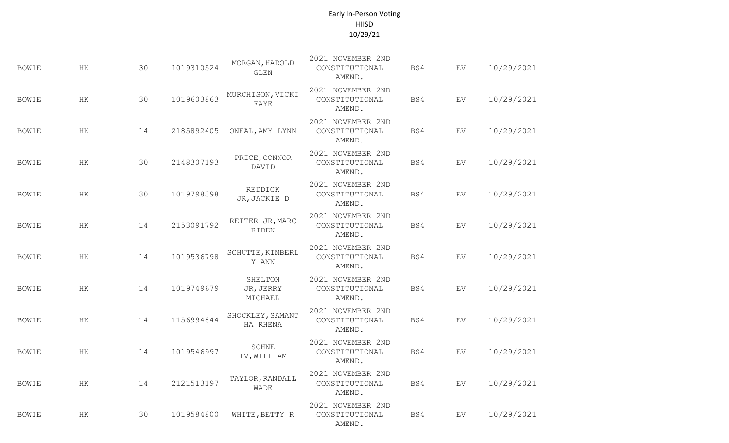Early In-Person Voting
HIISD
10/29/21

| | | | | | | | | |
|---|---|---|---|---|---|---|---|---|
| BOWIE | HK | 30 | 1019310524 | MORGAN,HAROLD GLEN | 2021 NOVEMBER 2ND CONSTITUTIONAL AMEND. | BS4 | EV | 10/29/2021 |
| BOWIE | HK | 30 | 1019603863 | MURCHISON,VICKI FAYE | 2021 NOVEMBER 2ND CONSTITUTIONAL AMEND. | BS4 | EV | 10/29/2021 |
| BOWIE | HK | 14 | 2185892405 | ONEAL,AMY LYNN | 2021 NOVEMBER 2ND CONSTITUTIONAL AMEND. | BS4 | EV | 10/29/2021 |
| BOWIE | HK | 30 | 2148307193 | PRICE,CONNOR DAVID | 2021 NOVEMBER 2ND CONSTITUTIONAL AMEND. | BS4 | EV | 10/29/2021 |
| BOWIE | HK | 30 | 1019798398 | REDDICK JR,JACKIE D | 2021 NOVEMBER 2ND CONSTITUTIONAL AMEND. | BS4 | EV | 10/29/2021 |
| BOWIE | HK | 14 | 2153091792 | REITER JR,MARC RIDEN | 2021 NOVEMBER 2ND CONSTITUTIONAL AMEND. | BS4 | EV | 10/29/2021 |
| BOWIE | HK | 14 | 1019536798 | SCHUTTE,KIMBERLY ANN | 2021 NOVEMBER 2ND CONSTITUTIONAL AMEND. | BS4 | EV | 10/29/2021 |
| BOWIE | HK | 14 | 1019749679 | SHELTON JR,JERRY MICHAEL | 2021 NOVEMBER 2ND CONSTITUTIONAL AMEND. | BS4 | EV | 10/29/2021 |
| BOWIE | HK | 14 | 1156994844 | SHOCKLEY,SAMANTHA RHENA | 2021 NOVEMBER 2ND CONSTITUTIONAL AMEND. | BS4 | EV | 10/29/2021 |
| BOWIE | HK | 14 | 1019546997 | SOHNE IV,WILLIAM | 2021 NOVEMBER 2ND CONSTITUTIONAL AMEND. | BS4 | EV | 10/29/2021 |
| BOWIE | HK | 14 | 2121513197 | TAYLOR,RANDALL WADE | 2021 NOVEMBER 2ND CONSTITUTIONAL AMEND. | BS4 | EV | 10/29/2021 |
| BOWIE | HK | 30 | 1019584800 | WHITE,BETTY R | 2021 NOVEMBER 2ND CONSTITUTIONAL AMEND. | BS4 | EV | 10/29/2021 |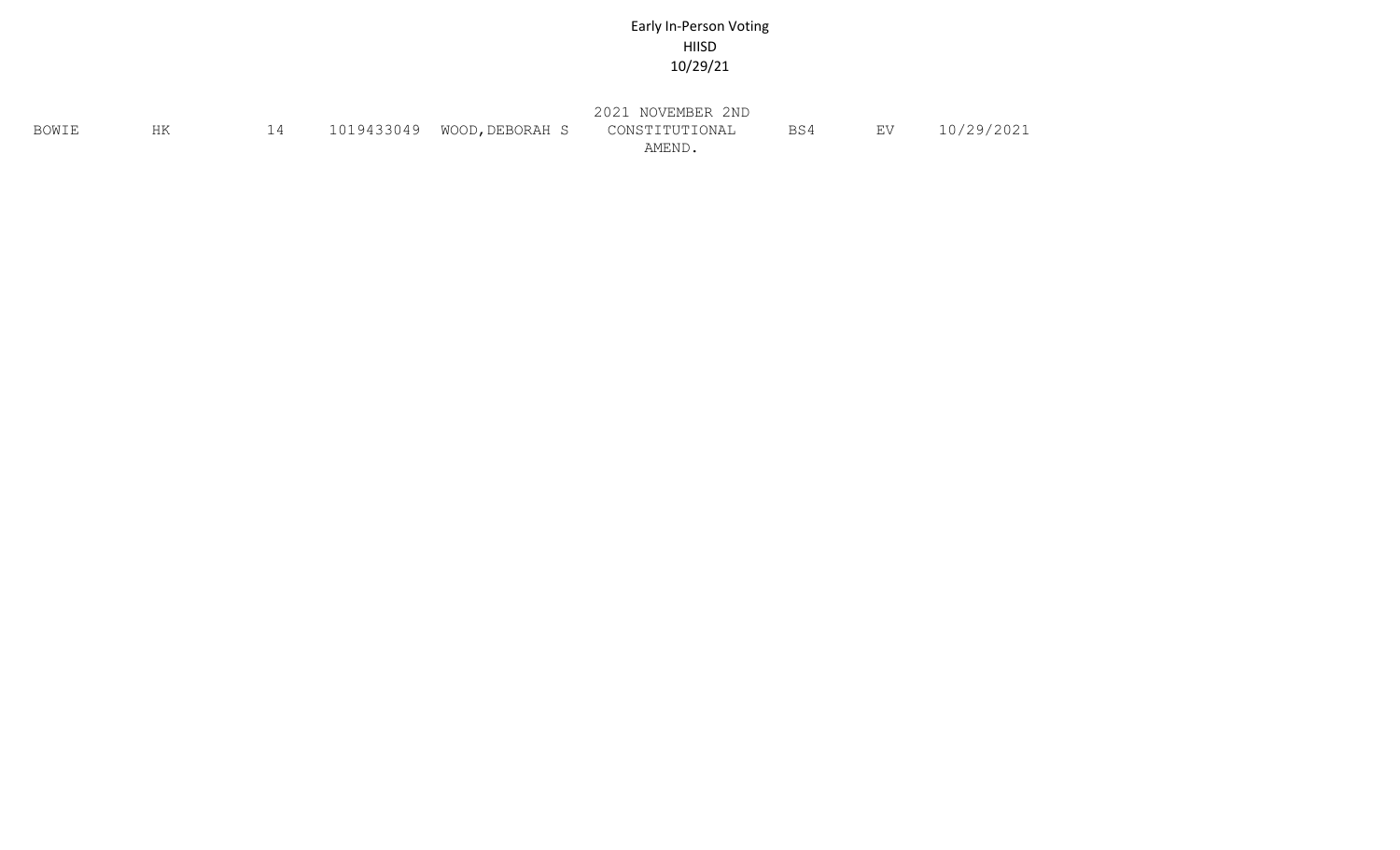Early In-Person Voting
HIISD
10/29/21

| | | | | | | | | |
|---|---|---|---|---|---|---|---|---|
| BOWIE | HK | 14 | 1019433049 | WOOD,DEBORAH S | 2021 NOVEMBER 2ND CONSTITUTIONAL AMEND. | BS4 | EV | 10/29/2021 |